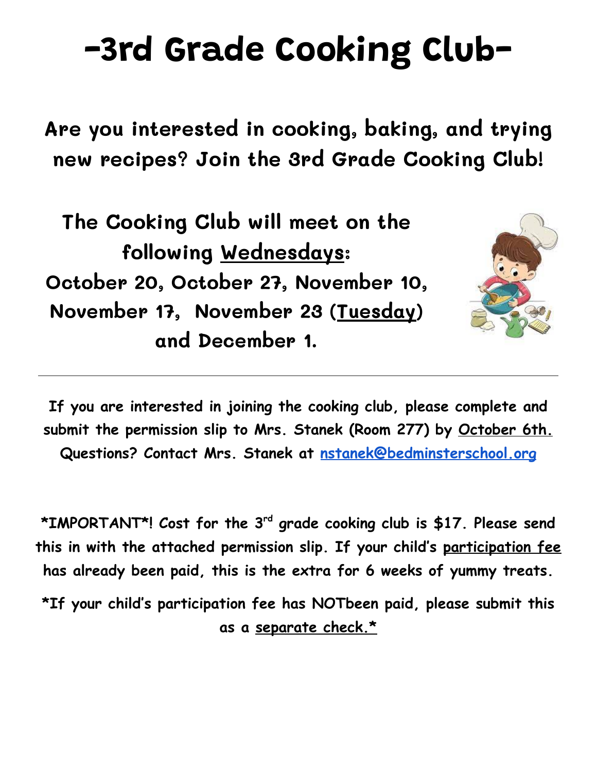# -3rd Grade Cooking Club-

## Are you interested in cooking, baking, and trying new recipes? Join the 3rd Grade Cooking Club!

### The Cooking Club will meet on the following Wednesdays:

**October 20, October 27, November 10, November 17, November 23 (Tuesday) and December 1.**

---

**If you are interested in joining the cooking club, please complete and submit the permission slip to Mrs. Stanek (Room 277) by October 6th. Questions? Contact Mrs. Stanek at [nstanek@bedminsterschool.org](mailto:nstanek@bedminsterschool.org)**

**\*IMPORTANT\*! Cost for the 3rd grade cooking club is $17. Please send this in with the attached permission slip. If your child's participation fee has already been paid, this is the extra for 6 weeks of yummy treats.**

**\*If your child's participation fee has NOTbeen paid, please submit this as a separate check.\***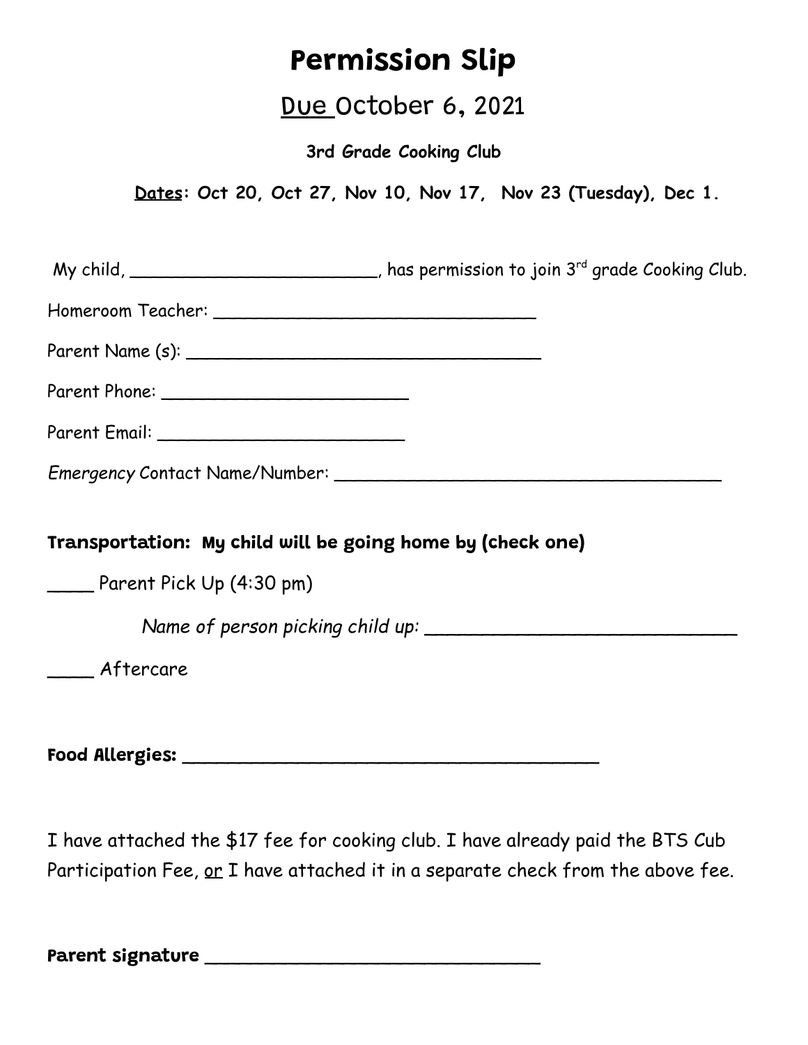# Permission Slip

## Due October 6, 2021

**3rd Grade Cooking Club**

**Dates: Oct 20, Oct 27, Nov 10, Nov 17, Nov 23 (Tuesday), Dec 1.**

My child, ________________________, has permission to join 3rd grade Cooking Club.

Homeroom Teacher: ______________________________

Parent Name (s): _________________________________

Parent Phone: _______________________

Parent Email: _______________________

*Emergency* Contact Name/Number: ____________________________________

**Transportation: My child will be going home by (check one)**

____ Parent Pick Up (4:30 pm)

*Name of person picking child up:* _____________________________

____ Aftercare

**Food Allergies:** _______________________________________

I have attached the $17 fee for cooking club. I have already paid the BTS Cub Participation Fee, or I have attached it in a separate check from the above fee.

**Parent signature** _______________________________